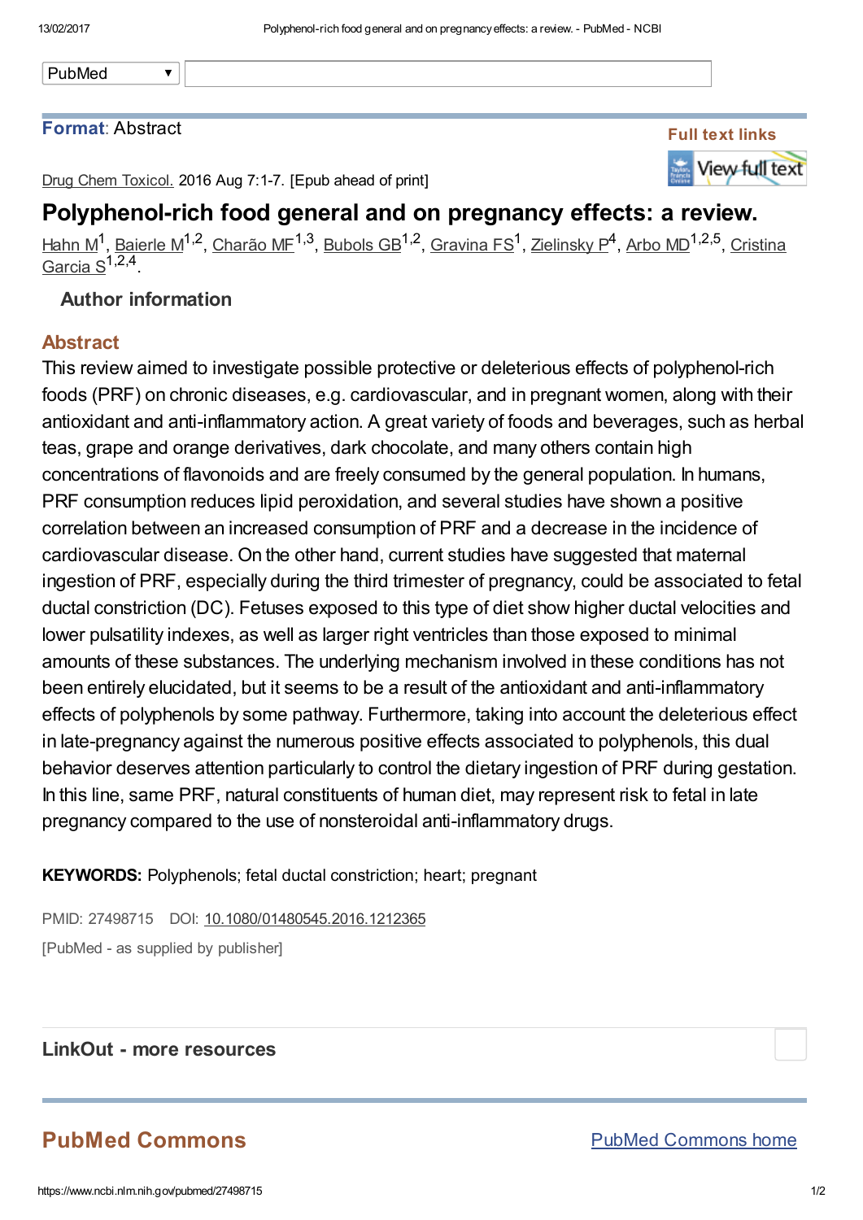PubMed

**Format**: Abstract

Full text links

Drug Chem Toxicol. 2016 Aug 7:1-7. [Epub ahead of print]

# Polyphenol-rich food general and on pregnancy effects: a review.

Hahn M[1], Baierle M[1,2], Charão MF[1,3], Bubols GB[1,2], Gravina FS[1], Zielinsky P[4], Arbo MD[1,2,5], Cristina Garcia S[1,2,4].

### Author information

## Abstract

This review aimed to investigate possible protective or deleterious effects of polyphenol-rich foods (PRF) on chronic diseases, e.g. cardiovascular, and in pregnant women, along with their antioxidant and anti-inflammatory action. A great variety of foods and beverages, such as herbal teas, grape and orange derivatives, dark chocolate, and many others contain high concentrations of flavonoids and are freely consumed by the general population. In humans, PRF consumption reduces lipid peroxidation, and several studies have shown a positive correlation between an increased consumption of PRF and a decrease in the incidence of cardiovascular disease. On the other hand, current studies have suggested that maternal ingestion of PRF, especially during the third trimester of pregnancy, could be associated to fetal ductal constriction (DC). Fetuses exposed to this type of diet show higher ductal velocities and lower pulsatility indexes, as well as larger right ventricles than those exposed to minimal amounts of these substances. The underlying mechanism involved in these conditions has not been entirely elucidated, but it seems to be a result of the antioxidant and anti-inflammatory effects of polyphenols by some pathway. Furthermore, taking into account the deleterious effect in late-pregnancy against the numerous positive effects associated to polyphenols, this dual behavior deserves attention particularly to control the dietary ingestion of PRF during gestation. In this line, same PRF, natural constituents of human diet, may represent risk to fetal in late pregnancy compared to the use of nonsteroidal anti-inflammatory drugs.

**KEYWORDS:** Polyphenols; fetal ductal constriction; heart; pregnant

PMID: 27498715 DOI: 10.1080/01480545.2016.1212365

[PubMed - as supplied by publisher]

## LinkOut - more resources

## PubMed Commons

PubMed Commons home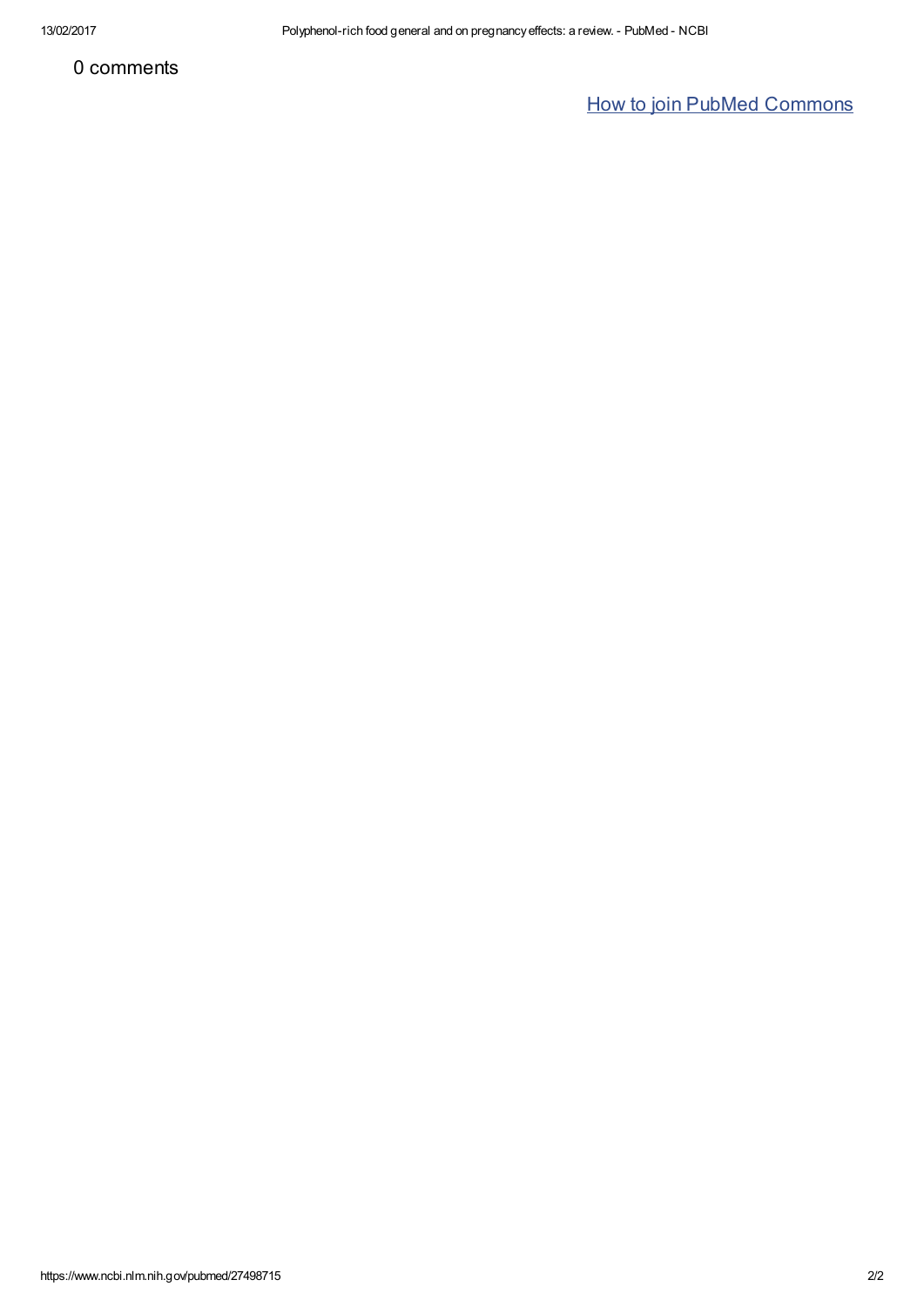0 comments

How to join PubMed Commons